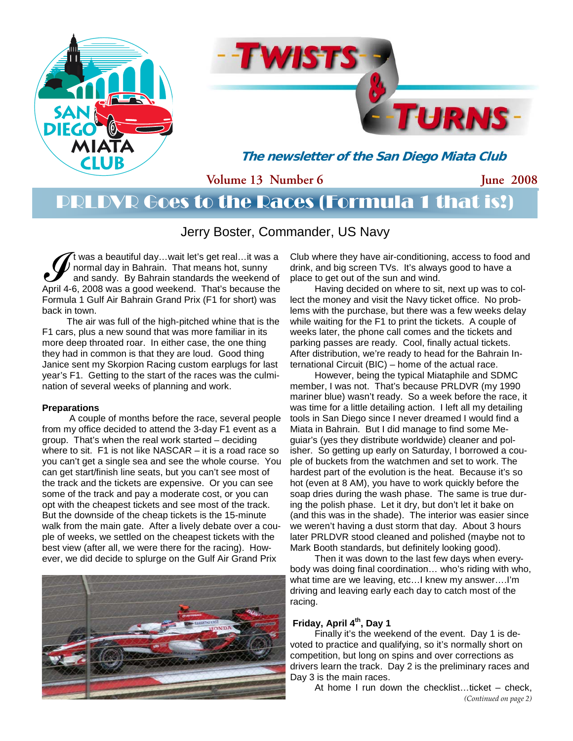# Twists & Turns

*The newsletter of the San Diego Miata Club*

**Volume 13 Number 6** **June 2008**

## PRLDVR Goes to the Races (Formula 1 that is!)

Jerry Boster, Commander, US Navy

It was a beautiful day…wait let's get real…it was a normal day in Bahrain. That means hot, sunny and sandy. By Bahrain standards the weekend of April 4-6, 2008 was a good weekend. That's because the Formula 1 Gulf Air Bahrain Grand Prix (F1 for short) was back in town.

The air was full of the high-pitched whine that is the F1 cars, plus a new sound that was more familiar in its more deep throated roar. In either case, the one thing they had in common is that they are loud. Good thing Janice sent my Skorpion Racing custom earplugs for last year's F1. Getting to the start of the races was the culmination of several weeks of planning and work.

**Preparations**

A couple of months before the race, several people from my office decided to attend the 3-day F1 event as a group. That's when the real work started – deciding where to sit. F1 is not like NASCAR – it is a road race so you can't get a single sea and see the whole course. You can get start/finish line seats, but you can't see most of the track and the tickets are expensive. Or you can see some of the track and pay a moderate cost, or you can opt with the cheapest tickets and see most of the track. But the downside of the cheap tickets is the 15-minute walk from the main gate. After a lively debate over a couple of weeks, we settled on the cheapest tickets with the best view (after all, we were there for the racing). However, we did decide to splurge on the Gulf Air Grand Prix Club where they have air-conditioning, access to food and drink, and big screen TVs. It's always good to have a place to get out of the sun and wind.

Having decided on where to sit, next up was to collect the money and visit the Navy ticket office. No problems with the purchase, but there was a few weeks delay while waiting for the F1 to print the tickets. A couple of weeks later, the phone call comes and the tickets and parking passes are ready. Cool, finally actual tickets. After distribution, we're ready to head for the Bahrain International Circuit (BIC) – home of the actual race.

However, being the typical Miataphile and SDMC member, I was not. That's because PRLDVR (my 1990 mariner blue) wasn't ready. So a week before the race, it was time for a little detailing action. I left all my detailing tools in San Diego since I never dreamed I would find a Miata in Bahrain. But I did manage to find some Meguiar's (yes they distribute worldwide) cleaner and polisher. So getting up early on Saturday, I borrowed a couple of buckets from the watchmen and set to work. The hardest part of the evolution is the heat. Because it's so hot (even at 8 AM), you have to work quickly before the soap dries during the wash phase. The same is true during the polish phase. Let it dry, but don't let it bake on (and this was in the shade). The interior was easier since we weren't having a dust storm that day. About 3 hours later PRLDVR stood cleaned and polished (maybe not to Mark Booth standards, but definitely looking good).

Then it was down to the last few days when everybody was doing final coordination… who's riding with who, what time are we leaving, etc…I knew my answer….I'm driving and leaving early each day to catch most of the racing.

**Friday, April 4th, Day 1**

Finally it's the weekend of the event. Day 1 is devoted to practice and qualifying, so it's normally short on competition, but long on spins and over corrections as drivers learn the track. Day 2 is the preliminary races and Day 3 is the main races.

At home I run down the checklist…ticket – check,

*(Continued on page 2)*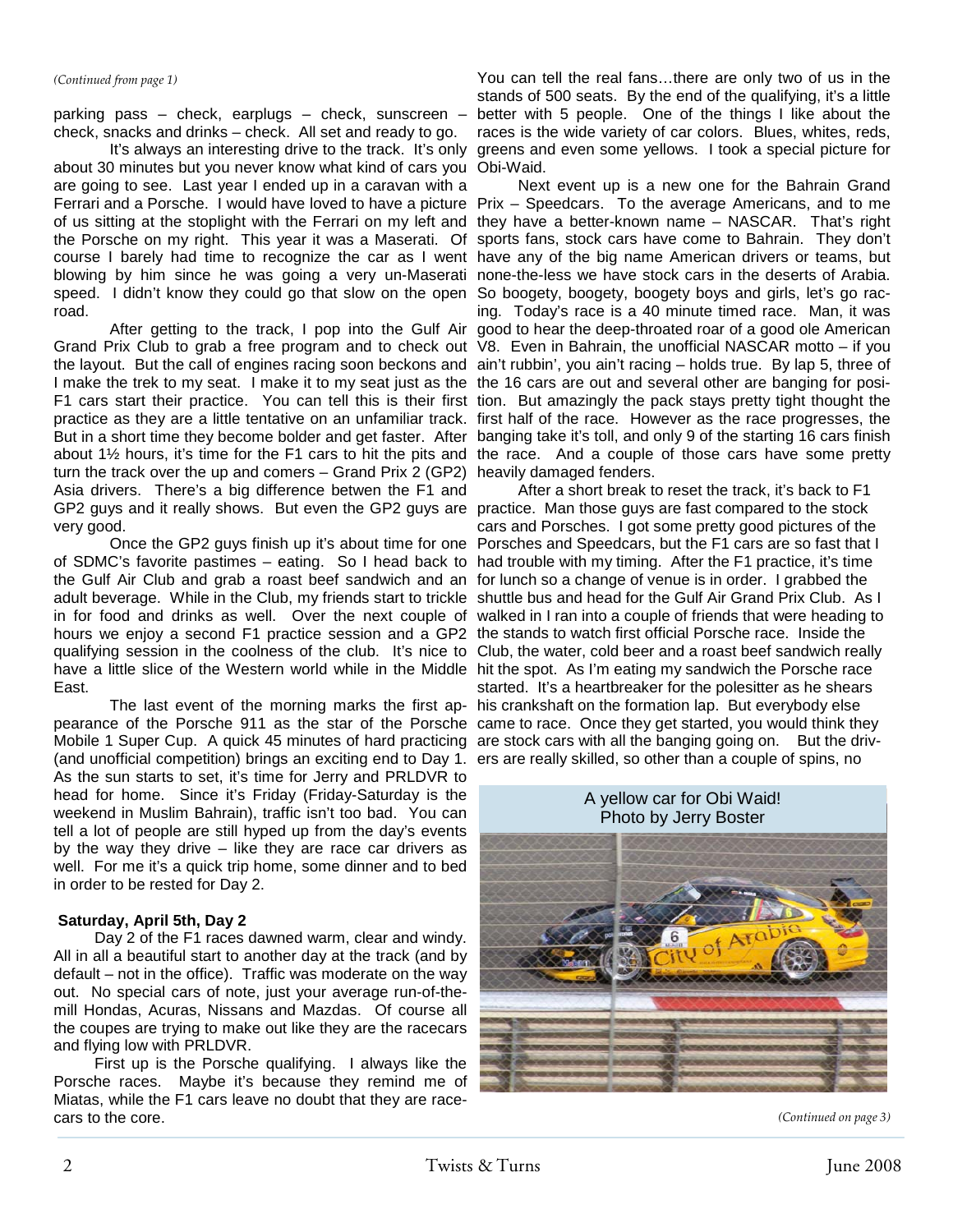*(Continued from page 1)*

parking pass – check, earplugs – check, sunscreen – check, snacks and drinks – check. All set and ready to go.

It's always an interesting drive to the track. It's only about 30 minutes but you never know what kind of cars you are going to see. Last year I ended up in a caravan with a Ferrari and a Porsche. I would have loved to have a picture of us sitting at the stoplight with the Ferrari on my left and the Porsche on my right. This year it was a Maserati. Of course I barely had time to recognize the car as I went blowing by him since he was going a very un-Maserati speed. I didn't know they could go that slow on the open road.

After getting to the track, I pop into the Gulf Air Grand Prix Club to grab a free program and to check out the layout. But the call of engines racing soon beckons and I make the trek to my seat. I make it to my seat just as the F1 cars start their practice. You can tell this is their first practice as they are a little tentative on an unfamiliar track. But in a short time they become bolder and get faster. After about 1½ hours, it's time for the F1 cars to hit the pits and turn the track over the up and comers – Grand Prix 2 (GP2) Asia drivers. There's a big difference betwen the F1 and GP2 guys and it really shows. But even the GP2 guys are very good.

Once the GP2 guys finish up it's about time for one of SDMC's favorite pastimes – eating. So I head back to the Gulf Air Club and grab a roast beef sandwich and an adult beverage. While in the Club, my friends start to trickle in for food and drinks as well. Over the next couple of hours we enjoy a second F1 practice session and a GP2 qualifying session in the coolness of the club. It's nice to have a little slice of the Western world while in the Middle East.

The last event of the morning marks the first appearance of the Porsche 911 as the star of the Porsche Mobile 1 Super Cup. A quick 45 minutes of hard practicing (and unofficial competition) brings an exciting end to Day 1. As the sun starts to set, it's time for Jerry and PRLDVR to head for home. Since it's Friday (Friday-Saturday is the weekend in Muslim Bahrain), traffic isn't too bad. You can tell a lot of people are still hyped up from the day's events by the way they drive – like they are race car drivers as well. For me it's a quick trip home, some dinner and to bed in order to be rested for Day 2.

**Saturday, April 5th, Day 2**

Day 2 of the F1 races dawned warm, clear and windy. All in all a beautiful start to another day at the track (and by default – not in the office). Traffic was moderate on the way out. No special cars of note, just your average run-of-the-mill Hondas, Acuras, Nissans and Mazdas. Of course all the coupes are trying to make out like they are the racecars and flying low with PRLDVR.

First up is the Porsche qualifying. I always like the Porsche races. Maybe it's because they remind me of Miatas, while the F1 cars leave no doubt that they are racecars to the core.

You can tell the real fans…there are only two of us in the stands of 500 seats. By the end of the qualifying, it's a little better with 5 people. One of the things I like about the races is the wide variety of car colors. Blues, whites, reds, greens and even some yellows. I took a special picture for Obi-Waid.

Next event up is a new one for the Bahrain Grand Prix – Speedcars. To the average Americans, and to me they have a better-known name – NASCAR. That's right sports fans, stock cars have come to Bahrain. They don't have any of the big name American drivers or teams, but none-the-less we have stock cars in the deserts of Arabia. So boogety, boogety, boogety boys and girls, let's go racing. Today's race is a 40 minute timed race. Man, it was good to hear the deep-throated roar of a good ole American V8. Even in Bahrain, the unofficial NASCAR motto – if you ain't rubbin', you ain't racing – holds true. By lap 5, three of the 16 cars are out and several other are banging for position. But amazingly the pack stays pretty tight thought the first half of the race. However as the race progresses, the banging take it's toll, and only 9 of the starting 16 cars finish the race. And a couple of those cars have some pretty heavily damaged fenders.

After a short break to reset the track, it's back to F1 practice. Man those guys are fast compared to the stock cars and Porsches. I got some pretty good pictures of the Porsches and Speedcars, but the F1 cars are so fast that I had trouble with my timing. After the F1 practice, it's time for lunch so a change of venue is in order. I grabbed the shuttle bus and head for the Gulf Air Grand Prix Club. As I walked in I ran into a couple of friends that were heading to the stands to watch first official Porsche race. Inside the Club, the water, cold beer and a roast beef sandwich really hit the spot. As I'm eating my sandwich the Porsche race started. It's a heartbreaker for the polesitter as he shears his crankshaft on the formation lap. But everybody else came to race. Once they get started, you would think they are stock cars with all the banging going on. But the drivers are really skilled, so other than a couple of spins, no

A yellow car for Obi Waid!
Photo by Jerry Boster

*(Continued on page 3)*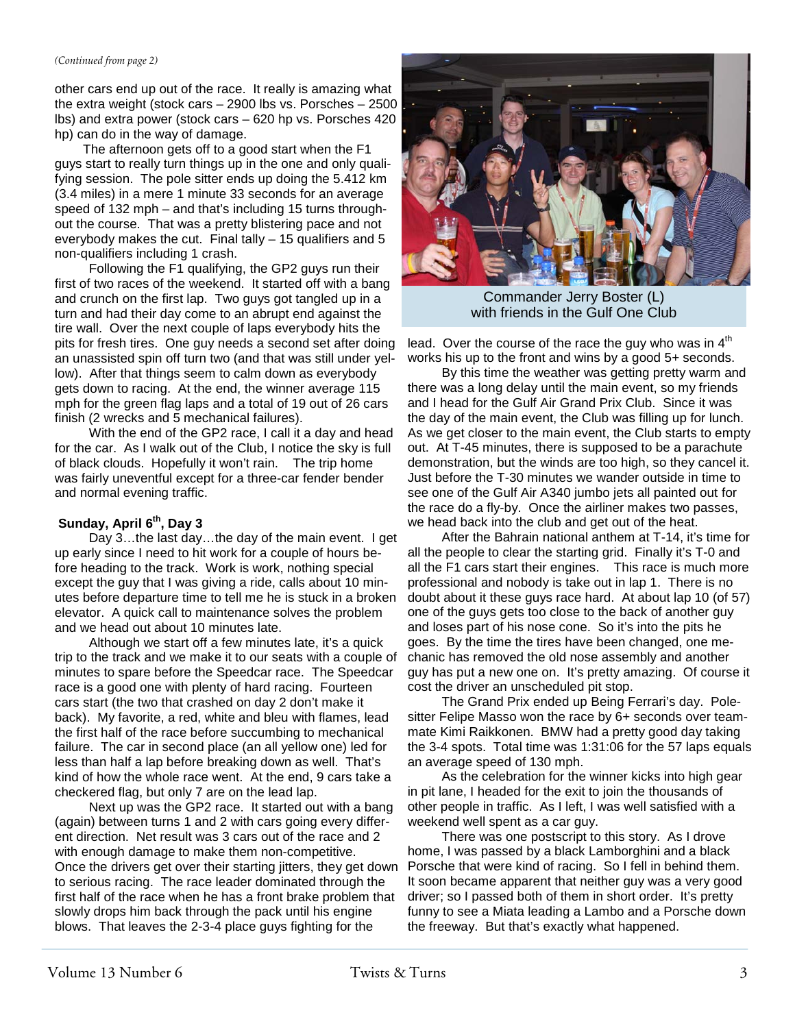*(Continued from page 2)*

other cars end up out of the race. It really is amazing what the extra weight (stock cars – 2900 lbs vs. Porsches – 2500 lbs) and extra power (stock cars – 620 hp vs. Porsches 420 hp) can do in the way of damage.

The afternoon gets off to a good start when the F1 guys start to really turn things up in the one and only qualifying session. The pole sitter ends up doing the 5.412 km (3.4 miles) in a mere 1 minute 33 seconds for an average speed of 132 mph – and that's including 15 turns throughout the course. That was a pretty blistering pace and not everybody makes the cut. Final tally – 15 qualifiers and 5 non-qualifiers including 1 crash.

Following the F1 qualifying, the GP2 guys run their first of two races of the weekend. It started off with a bang and crunch on the first lap. Two guys got tangled up in a turn and had their day come to an abrupt end against the tire wall. Over the next couple of laps everybody hits the pits for fresh tires. One guy needs a second set after doing an unassisted spin off turn two (and that was still under yellow). After that things seem to calm down as everybody gets down to racing. At the end, the winner average 115 mph for the green flag laps and a total of 19 out of 26 cars finish (2 wrecks and 5 mechanical failures).

With the end of the GP2 race, I call it a day and head for the car. As I walk out of the Club, I notice the sky is full of black clouds. Hopefully it won't rain. The trip home was fairly uneventful except for a three-car fender bender and normal evening traffic.

### Sunday, April 6th, Day 3

Day 3…the last day…the day of the main event. I get up early since I need to hit work for a couple of hours before heading to the track. Work is work, nothing special except the guy that I was giving a ride, calls about 10 minutes before departure time to tell me he is stuck in a broken elevator. A quick call to maintenance solves the problem and we head out about 10 minutes late.

Although we start off a few minutes late, it's a quick trip to the track and we make it to our seats with a couple of minutes to spare before the Speedcar race. The Speedcar race is a good one with plenty of hard racing. Fourteen cars start (the two that crashed on day 2 don't make it back). My favorite, a red, white and bleu with flames, lead the first half of the race before succumbing to mechanical failure. The car in second place (an all yellow one) led for less than half a lap before breaking down as well. That's kind of how the whole race went. At the end, 9 cars take a checkered flag, but only 7 are on the lead lap.

Next up was the GP2 race. It started out with a bang (again) between turns 1 and 2 with cars going every different direction. Net result was 3 cars out of the race and 2 with enough damage to make them non-competitive. Once the drivers get over their starting jitters, they get down to serious racing. The race leader dominated through the first half of the race when he has a front brake problem that slowly drops him back through the pack until his engine blows. That leaves the 2-3-4 place guys fighting for the lead. Over the course of the race the guy who was in 4th works his up to the front and wins by a good 5+ seconds.

Commander Jerry Boster (L) with friends in the Gulf One Club

By this time the weather was getting pretty warm and there was a long delay until the main event, so my friends and I head for the Gulf Air Grand Prix Club. Since it was the day of the main event, the Club was filling up for lunch. As we get closer to the main event, the Club starts to empty out. At T-45 minutes, there is supposed to be a parachute demonstration, but the winds are too high, so they cancel it. Just before the T-30 minutes we wander outside in time to see one of the Gulf Air A340 jumbo jets all painted out for the race do a fly-by. Once the airliner makes two passes, we head back into the club and get out of the heat.

After the Bahrain national anthem at T-14, it's time for all the people to clear the starting grid. Finally it's T-0 and all the F1 cars start their engines. This race is much more professional and nobody is take out in lap 1. There is no doubt about it these guys race hard. At about lap 10 (of 57) one of the guys gets too close to the back of another guy and loses part of his nose cone. So it's into the pits he goes. By the time the tires have been changed, one mechanic has removed the old nose assembly and another guy has put a new one on. It's pretty amazing. Of course it cost the driver an unscheduled pit stop.

The Grand Prix ended up Being Ferrari's day. Pole-sitter Felipe Masso won the race by 6+ seconds over teammate Kimi Raikkonen. BMW had a pretty good day taking the 3-4 spots. Total time was 1:31:06 for the 57 laps equals an average speed of 130 mph.

As the celebration for the winner kicks into high gear in pit lane, I headed for the exit to join the thousands of other people in traffic. As I left, I was well satisfied with a weekend well spent as a car guy.

There was one postscript to this story. As I drove home, I was passed by a black Lamborghini and a black Porsche that were kind of racing. So I fell in behind them. It soon became apparent that neither guy was a very good driver; so I passed both of them in short order. It's pretty funny to see a Miata leading a Lambo and a Porsche down the freeway. But that's exactly what happened.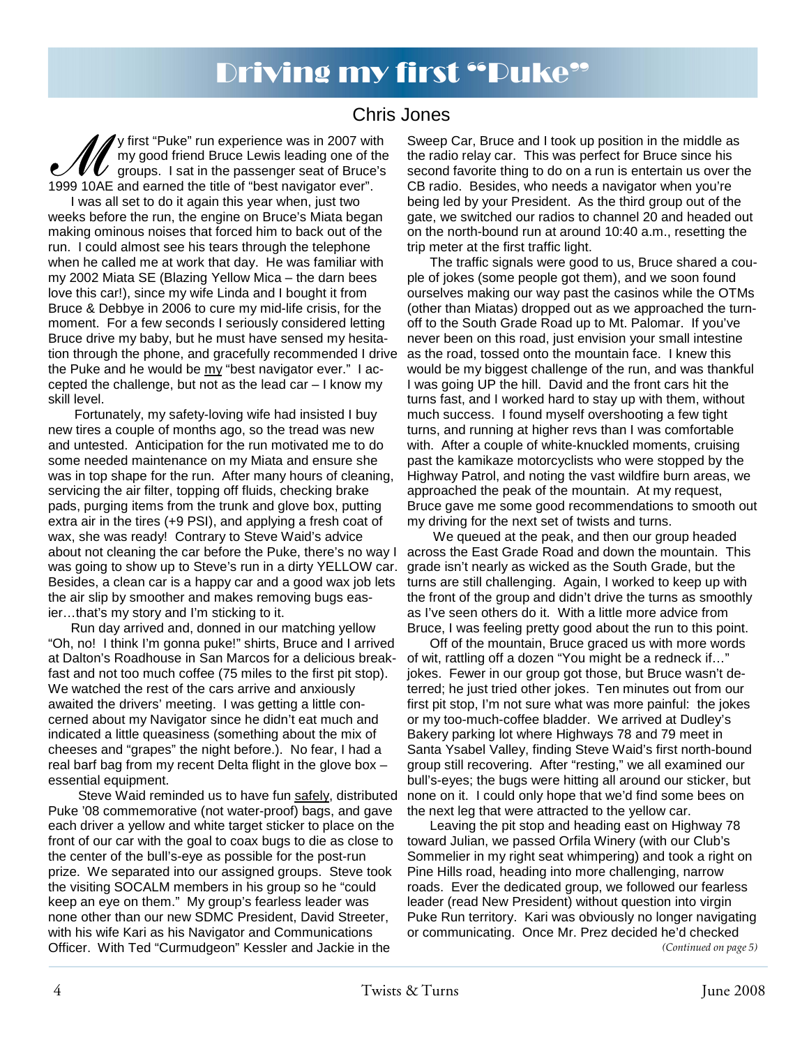# Driving my first "Puke"

## Chris Jones

My first "Puke" run experience was in 2007 with my good friend Bruce Lewis leading one of the groups. I sat in the passenger seat of Bruce's 1999 10AE and earned the title of "best navigator ever".

I was all set to do it again this year when, just two weeks before the run, the engine on Bruce's Miata began making ominous noises that forced him to back out of the run. I could almost see his tears through the telephone when he called me at work that day. He was familiar with my 2002 Miata SE (Blazing Yellow Mica – the darn bees love this car!), since my wife Linda and I bought it from Bruce & Debbye in 2006 to cure my mid-life crisis, for the moment. For a few seconds I seriously considered letting Bruce drive my baby, but he must have sensed my hesitation through the phone, and gracefully recommended I drive the Puke and he would be my "best navigator ever." I accepted the challenge, but not as the lead car – I know my skill level.

Fortunately, my safety-loving wife had insisted I buy new tires a couple of months ago, so the tread was new and untested. Anticipation for the run motivated me to do some needed maintenance on my Miata and ensure she was in top shape for the run. After many hours of cleaning, servicing the air filter, topping off fluids, checking brake pads, purging items from the trunk and glove box, putting extra air in the tires (+9 PSI), and applying a fresh coat of wax, she was ready! Contrary to Steve Waid's advice about not cleaning the car before the Puke, there's no way I was going to show up to Steve's run in a dirty YELLOW car. Besides, a clean car is a happy car and a good wax job lets the air slip by smoother and makes removing bugs easier…that's my story and I'm sticking to it.

Run day arrived and, donned in our matching yellow "Oh, no! I think I'm gonna puke!" shirts, Bruce and I arrived at Dalton's Roadhouse in San Marcos for a delicious breakfast and not too much coffee (75 miles to the first pit stop). We watched the rest of the cars arrive and anxiously awaited the drivers' meeting. I was getting a little concerned about my Navigator since he didn't eat much and indicated a little queasiness (something about the mix of cheeses and "grapes" the night before.). No fear, I had a real barf bag from my recent Delta flight in the glove box – essential equipment.

Steve Waid reminded us to have fun safely, distributed Puke '08 commemorative (not water-proof) bags, and gave each driver a yellow and white target sticker to place on the front of our car with the goal to coax bugs to die as close to the center of the bull's-eye as possible for the post-run prize. We separated into our assigned groups. Steve took the visiting SOCALM members in his group so he "could keep an eye on them." My group's fearless leader was none other than our new SDMC President, David Streeter, with his wife Kari as his Navigator and Communications Officer. With Ted "Curmudgeon" Kessler and Jackie in the Sweep Car, Bruce and I took up position in the middle as the radio relay car. This was perfect for Bruce since his second favorite thing to do on a run is entertain us over the CB radio. Besides, who needs a navigator when you're being led by your President. As the third group out of the gate, we switched our radios to channel 20 and headed out on the north-bound run at around 10:40 a.m., resetting the trip meter at the first traffic light.

The traffic signals were good to us, Bruce shared a couple of jokes (some people got them), and we soon found ourselves making our way past the casinos while the OTMs (other than Miatas) dropped out as we approached the turn-off to the South Grade Road up to Mt. Palomar. If you've never been on this road, just envision your small intestine as the road, tossed onto the mountain face. I knew this would be my biggest challenge of the run, and was thankful I was going UP the hill. David and the front cars hit the turns fast, and I worked hard to stay up with them, without much success. I found myself overshooting a few tight turns, and running at higher revs than I was comfortable with. After a couple of white-knuckled moments, cruising past the kamikaze motorcyclists who were stopped by the Highway Patrol, and noting the vast wildfire burn areas, we approached the peak of the mountain. At my request, Bruce gave me some good recommendations to smooth out my driving for the next set of twists and turns.

We queued at the peak, and then our group headed across the East Grade Road and down the mountain. This grade isn't nearly as wicked as the South Grade, but the turns are still challenging. Again, I worked to keep up with the front of the group and didn't drive the turns as smoothly as I've seen others do it. With a little more advice from Bruce, I was feeling pretty good about the run to this point.

Off of the mountain, Bruce graced us with more words of wit, rattling off a dozen "You might be a redneck if…" jokes. Fewer in our group got those, but Bruce wasn't deterred; he just tried other jokes. Ten minutes out from our first pit stop, I'm not sure what was more painful: the jokes or my too-much-coffee bladder. We arrived at Dudley's Bakery parking lot where Highways 78 and 79 meet in Santa Ysabel Valley, finding Steve Waid's first north-bound group still recovering. After "resting," we all examined our bull's-eyes; the bugs were hitting all around our sticker, but none on it. I could only hope that we'd find some bees on the next leg that were attracted to the yellow car.

Leaving the pit stop and heading east on Highway 78 toward Julian, we passed Orfila Winery (with our Club's Sommelier in my right seat whimpering) and took a right on Pine Hills road, heading into more challenging, narrow roads. Ever the dedicated group, we followed our fearless leader (read New President) without question into virgin Puke Run territory. Kari was obviously no longer navigating or communicating. Once Mr. Prez decided he'd checked

*(Continued on page 5)*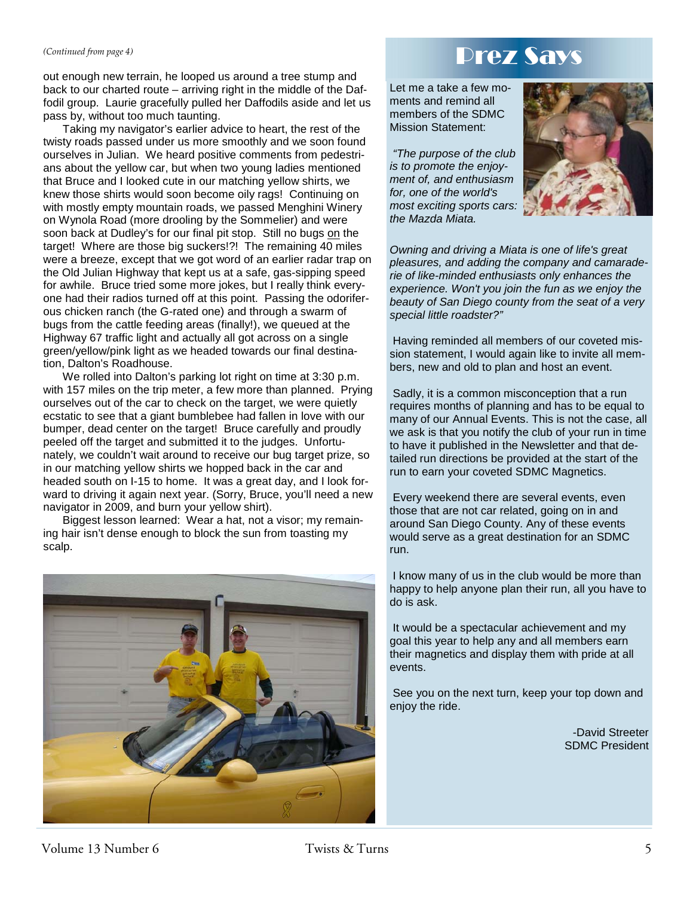*(Continued from page 4)*

out enough new terrain, he looped us around a tree stump and back to our charted route – arriving right in the middle of the Daffodil group. Laurie gracefully pulled her Daffodils aside and let us pass by, without too much taunting.

Taking my navigator's earlier advice to heart, the rest of the twisty roads passed under us more smoothly and we soon found ourselves in Julian. We heard positive comments from pedestrians about the yellow car, but when two young ladies mentioned that Bruce and I looked cute in our matching yellow shirts, we knew those shirts would soon become oily rags! Continuing on with mostly empty mountain roads, we passed Menghini Winery on Wynola Road (more drooling by the Sommelier) and were soon back at Dudley's for our final pit stop. Still no bugs on the target! Where are those big suckers!?! The remaining 40 miles were a breeze, except that we got word of an earlier radar trap on the Old Julian Highway that kept us at a safe, gas-sipping speed for awhile. Bruce tried some more jokes, but I really think everyone had their radios turned off at this point. Passing the odoriferous chicken ranch (the G-rated one) and through a swarm of bugs from the cattle feeding areas (finally!), we queued at the Highway 67 traffic light and actually all got across on a single green/yellow/pink light as we headed towards our final destination, Dalton's Roadhouse.

We rolled into Dalton's parking lot right on time at 3:30 p.m. with 157 miles on the trip meter, a few more than planned. Prying ourselves out of the car to check on the target, we were quietly ecstatic to see that a giant bumblebee had fallen in love with our bumper, dead center on the target! Bruce carefully and proudly peeled off the target and submitted it to the judges. Unfortunately, we couldn't wait around to receive our bug target prize, so in our matching yellow shirts we hopped back in the car and headed south on I-15 to home. It was a great day, and I look forward to driving it again next year. (Sorry, Bruce, you'll need a new navigator in 2009, and burn your yellow shirt).

Biggest lesson learned: Wear a hat, not a visor; my remaining hair isn't dense enough to block the sun from toasting my scalp.

# Prez Says

Let me a take a few moments and remind all members of the SDMC Mission Statement:

*"The purpose of the club is to promote the enjoyment of, and enthusiasm for, one of the world's most exciting sports cars: the Mazda Miata.*

*Owning and driving a Miata is one of life's great pleasures, and adding the company and camaraderie of like-minded enthusiasts only enhances the experience. Won't you join the fun as we enjoy the beauty of San Diego county from the seat of a very special little roadster?"*

Having reminded all members of our coveted mission statement, I would again like to invite all members, new and old to plan and host an event.

Sadly, it is a common misconception that a run requires months of planning and has to be equal to many of our Annual Events. This is not the case, all we ask is that you notify the club of your run in time to have it published in the Newsletter and that detailed run directions be provided at the start of the run to earn your coveted SDMC Magnetics.

Every weekend there are several events, even those that are not car related, going on in and around San Diego County. Any of these events would serve as a great destination for an SDMC run.

I know many of us in the club would be more than happy to help anyone plan their run, all you have to do is ask.

It would be a spectacular achievement and my goal this year to help any and all members earn their magnetics and display them with pride at all events.

See you on the next turn, keep your top down and enjoy the ride.

-David Streeter
SDMC President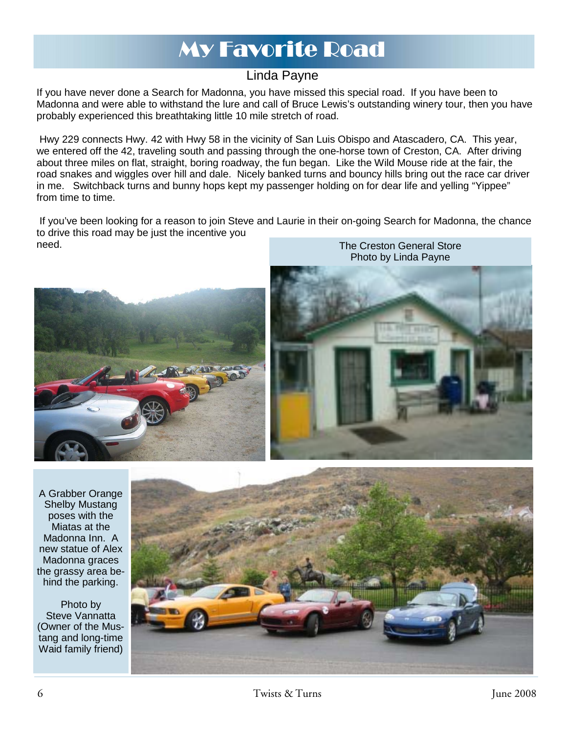# My Favorite Road

Linda Payne

If you have never done a Search for Madonna, you have missed this special road. If you have been to Madonna and were able to withstand the lure and call of Bruce Lewis's outstanding winery tour, then you have probably experienced this breathtaking little 10 mile stretch of road.

Hwy 229 connects Hwy. 42 with Hwy 58 in the vicinity of San Luis Obispo and Atascadero, CA. This year, we entered off the 42, traveling south and passing through the one-horse town of Creston, CA. After driving about three miles on flat, straight, boring roadway, the fun began. Like the Wild Mouse ride at the fair, the road snakes and wiggles over hill and dale. Nicely banked turns and bouncy hills bring out the race car driver in me. Switchback turns and bunny hops kept my passenger holding on for dear life and yelling "Yippee" from time to time.

If you've been looking for a reason to join Steve and Laurie in their on-going Search for Madonna, the chance to drive this road may be just the incentive you need.

The Creston General Store
Photo by Linda Payne

A Grabber Orange Shelby Mustang poses with the Miatas at the Madonna Inn. A new statue of Alex Madonna graces the grassy area behind the parking.

Photo by Steve Vannatta (Owner of the Mustang and long-time Waid family friend)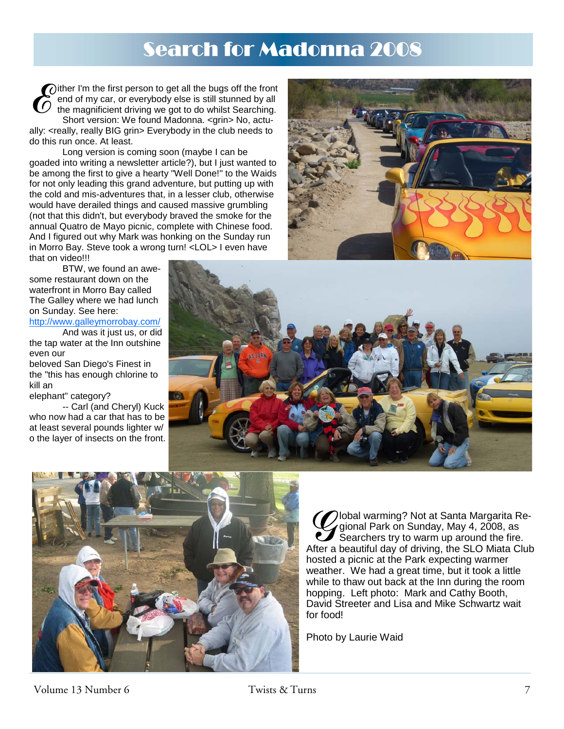# Search for Madonna 2008

Either I'm the first person to get all the bugs off the front end of my car, or everybody else is still stunned by all the magnificent driving we got to do whilst Searching.

Short version: We found Madonna. <grin> No, actually: <really, really BIG grin> Everybody in the club needs to do this run once. At least.

Long version is coming soon (maybe I can be goaded into writing a newsletter article?), but I just wanted to be among the first to give a hearty "Well Done!" to the Waids for not only leading this grand adventure, but putting up with the cold and mis-adventures that, in a lesser club, otherwise would have derailed things and caused massive grumbling (not that this didn't, but everybody braved the smoke for the annual Quatro de Mayo picnic, complete with Chinese food. And I figured out why Mark was honking on the Sunday run in Morro Bay. Steve took a wrong turn! <LOL> I even have that on video!!!

BTW, we found an awesome restaurant down on the waterfront in Morro Bay called The Galley where we had lunch on Sunday. See here: http://www.galleymorrobay.com/

And was it just us, or did the tap water at the Inn outshine even our beloved San Diego's Finest in the "this has enough chlorine to kill an elephant" category?

-- Carl (and Cheryl) Kuck who now had a car that has to be at least several pounds lighter w/o the layer of insects on the front.

Global warming? Not at Santa Margarita Regional Park on Sunday, May 4, 2008, as Searchers try to warm up around the fire. After a beautiful day of driving, the SLO Miata Club hosted a picnic at the Park expecting warmer weather. We had a great time, but it took a little while to thaw out back at the Inn during the room hopping. Left photo: Mark and Cathy Booth, David Streeter and Lisa and Mike Schwartz wait for food!

Photo by Laurie Waid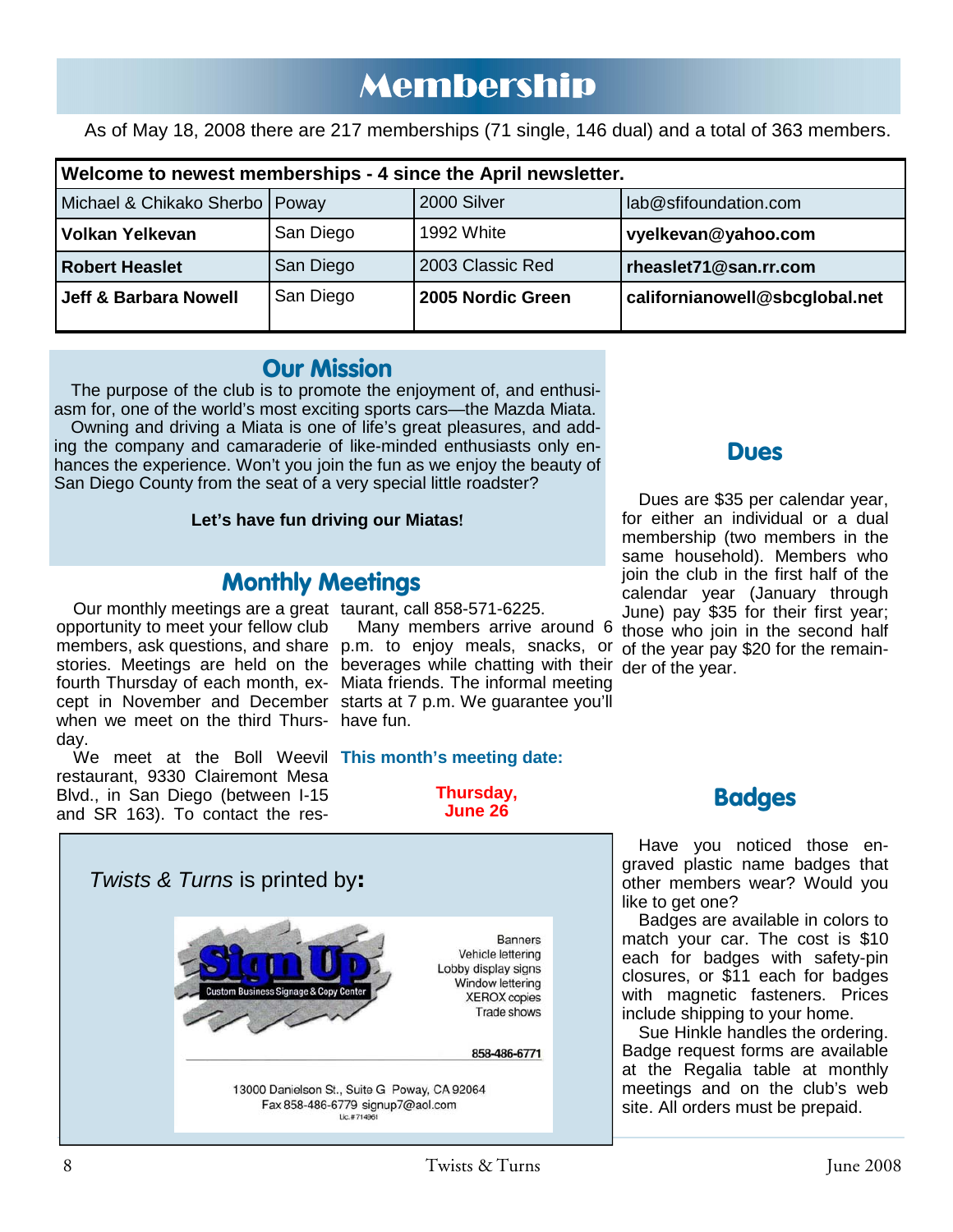# Membership

As of May 18, 2008 there are 217 memberships (71 single, 146 dual) and a total of 363 members.

| Welcome to newest memberships - 4 since the April newsletter. | | | |
|---|---|---|---|
| Michael & Chikako Sherbo | Poway | 2000 Silver | lab@sfifoundation.com |
| **Volkan Yelkevan** | San Diego | 1992 White | **vyelkevan@yahoo.com** |
| **Robert Heaslet** | San Diego | 2003 Classic Red | **rheaslet71@san.rr.com** |
| **Jeff & Barbara Nowell** | San Diego | **2005 Nordic Green** | **californianowell@sbcglobal.net** |

## Our Mission

The purpose of the club is to promote the enjoyment of, and enthusiasm for, one of the world's most exciting sports cars—the Mazda Miata.

Owning and driving a Miata is one of life's great pleasures, and adding the company and camaraderie of like-minded enthusiasts only enhances the experience. Won't you join the fun as we enjoy the beauty of San Diego County from the seat of a very special little roadster?

**Let's have fun driving our Miatas!**

## Monthly Meetings

Our monthly meetings are a great opportunity to meet your fellow club members, ask questions, and share stories. Meetings are held on the fourth Thursday of each month, except in November and December when we meet on the third Thursday.

We meet at the Boll Weevil restaurant, 9330 Clairemont Mesa Blvd., in San Diego (between I-15 and SR 163). To contact the restaurant, call 858-571-6225.

Many members arrive around 6 p.m. to enjoy meals, snacks, or beverages while chatting with their Miata friends. The informal meeting starts at 7 p.m. We guarantee you'll have fun.

**This month's meeting date:**

**Thursday, June 26**

## Dues

Dues are $35 per calendar year, for either an individual or a dual membership (two members in the same household). Members who join the club in the first half of the calendar year (January through June) pay $35 for their first year; those who join in the second half of the year pay $20 for the remainder of the year.

## Badges

Have you noticed those engraved plastic name badges that other members wear? Would you like to get one?

Badges are available in colors to match your car. The cost is $10 each for badges with safety-pin closures, or $11 each for badges with magnetic fasteners. Prices include shipping to your home.

Sue Hinkle handles the ordering. Badge request forms are available at the Regalia table at monthly meetings and on the club's web site. All orders must be prepaid.

*Twists & Turns* is printed by**:**

**Sign Up** — Custom Business Signage & Copy Center

Banners
Vehicle lettering
Lobby display signs
Window lettering
XEROX copies
Trade shows

858-486-6771

13000 Danielson St., Suite G Poway, CA 92064
Fax 858-486-6779 signup7@aol.com
Lic.#714961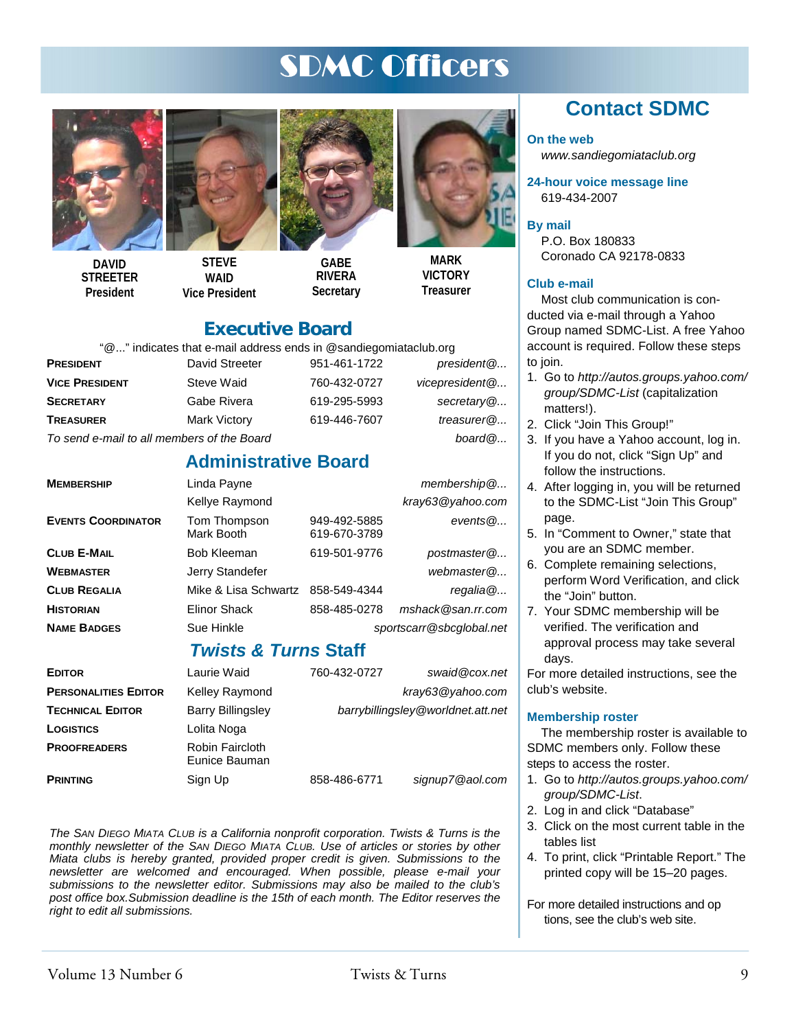# SDMC Officers

**DAVID STREETER**
President

**STEVE WAID**
Vice President

**GABE RIVERA**
Secretary

**MARK VICTORY**
Treasurer

## Executive Board

"@..." indicates that e-mail address ends in @sandiegomiataclub.org

| | | | |
|---|---|---|---|
| **PRESIDENT** | David Streeter | 951-461-1722 | *president@...* |
| **VICE PRESIDENT** | Steve Waid | 760-432-0727 | *vicepresident@...* |
| **SECRETARY** | Gabe Rivera | 619-295-5993 | *secretary@...* |
| **TREASURER** | Mark Victory | 619-446-7607 | *treasurer@...* |
| *To send e-mail to all members of the Board* | | | *board@...* |

## Administrative Board

| | | | |
|---|---|---|---|
| **MEMBERSHIP** | Linda Payne | | *membership@...* |
| | Kellye Raymond | | *kray63@yahoo.com* |
| **EVENTS COORDINATOR** | Tom Thompson<br>Mark Booth | 949-492-5885<br>619-670-3789 | *events@...* |
| **CLUB E-MAIL** | Bob Kleeman | 619-501-9776 | *postmaster@...* |
| **WEBMASTER** | Jerry Standefer | | *webmaster@...* |
| **CLUB REGALIA** | Mike & Lisa Schwartz | 858-549-4344 | *regalia@...* |
| **HISTORIAN** | Elinor Shack | 858-485-0278 | *mshack@san.rr.com* |
| **NAME BADGES** | Sue Hinkle | | *sportscarr@sbcglobal.net* |

## *Twists & Turns* Staff

| | | | |
|---|---|---|---|
| **EDITOR** | Laurie Waid | 760-432-0727 | *swaid@cox.net* |
| **PERSONALITIES EDITOR** | Kelley Raymond | | *kray63@yahoo.com* |
| **TECHNICAL EDITOR** | Barry Billingsley | | *barrybillingsley@worldnet.att.net* |
| **LOGISTICS** | Lolita Noga | | |
| **PROOFREADERS** | Robin Faircloth<br>Eunice Bauman | | |
| **PRINTING** | Sign Up | 858-486-6771 | *signup7@aol.com* |

*The SAN DIEGO MIATA CLUB is a California nonprofit corporation. Twists & Turns is the monthly newsletter of the SAN DIEGO MIATA CLUB. Use of articles or stories by other Miata clubs is hereby granted, provided proper credit is given. Submissions to the newsletter are welcomed and encouraged. When possible, please e-mail your submissions to the newsletter editor. Submissions may also be mailed to the club's post office box.Submission deadline is the 15th of each month. The Editor reserves the right to edit all submissions.*

## Contact SDMC

**On the web**
*www.sandiegomiataclub.org*

**24-hour voice message line**
619-434-2007

**By mail**
P.O. Box 180833
Coronado CA 92178-0833

**Club e-mail**

Most club communication is conducted via e-mail through a Yahoo Group named SDMC-List. A free Yahoo account is required. Follow these steps to join.

1. Go to *http://autos.groups.yahoo.com/group/SDMC-List* (capitalization matters!).
2. Click "Join This Group!"
3. If you have a Yahoo account, log in. If you do not, click "Sign Up" and follow the instructions.
4. After logging in, you will be returned to the SDMC-List "Join This Group" page.
5. In "Comment to Owner," state that you are an SDMC member.
6. Complete remaining selections, perform Word Verification, and click the "Join" button.
7. Your SDMC membership will be verified. The verification and approval process may take several days.

For more detailed instructions, see the club's website.

**Membership roster**

The membership roster is available to SDMC members only. Follow these steps to access the roster.

1. Go to *http://autos.groups.yahoo.com/group/SDMC-List*.
2. Log in and click "Database"
3. Click on the most current table in the tables list
4. To print, click "Printable Report." The printed copy will be 15–20 pages.

For more detailed instructions and op tions, see the club's web site.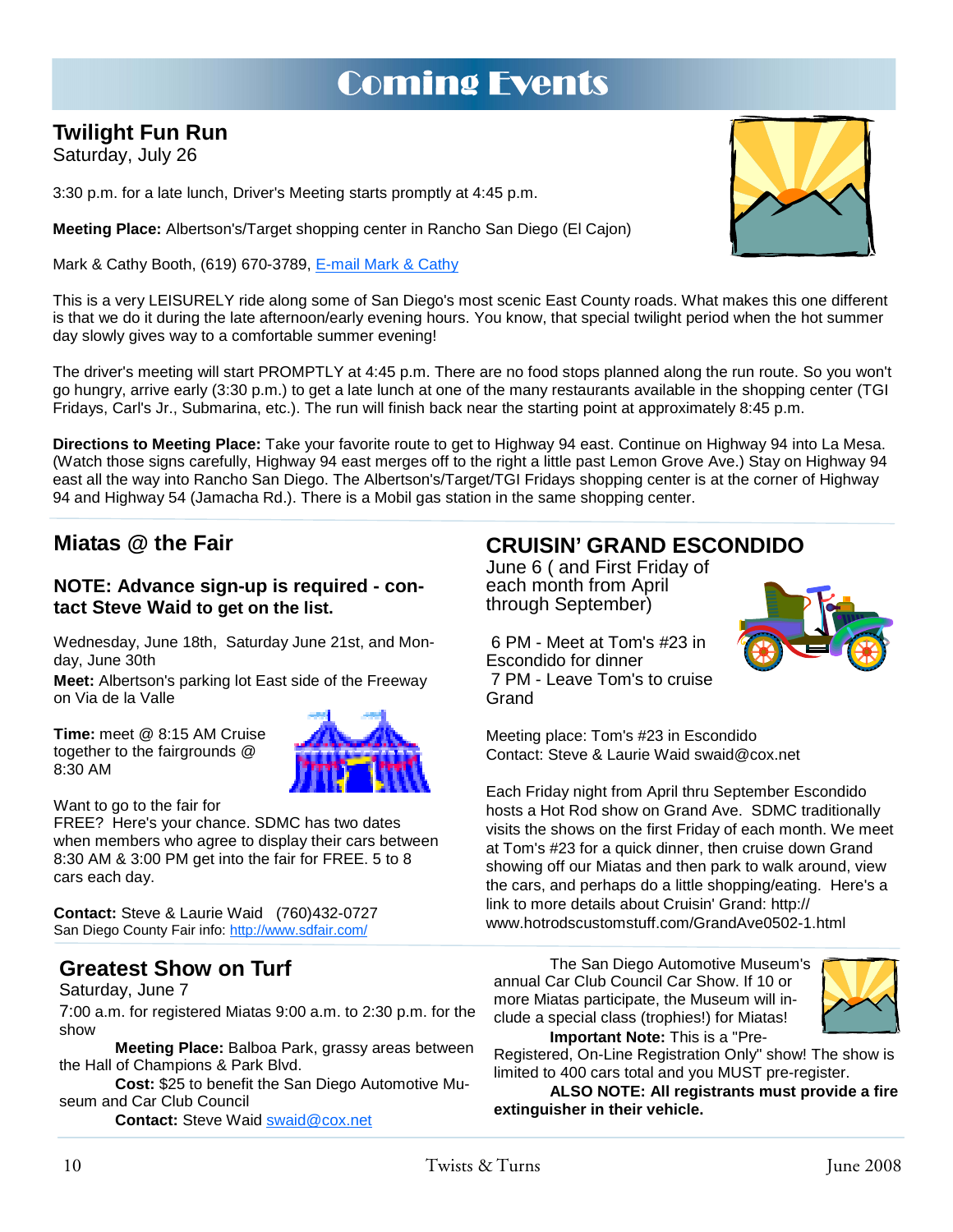# Coming Events

## Twilight Fun Run

Saturday, July 26

3:30 p.m. for a late lunch, Driver's Meeting starts promptly at 4:45 p.m.

**Meeting Place:** Albertson's/Target shopping center in Rancho San Diego (El Cajon)

Mark & Cathy Booth, (619) 670-3789, E-mail Mark & Cathy

This is a very LEISURELY ride along some of San Diego's most scenic East County roads. What makes this one different is that we do it during the late afternoon/early evening hours. You know, that special twilight period when the hot summer day slowly gives way to a comfortable summer evening!

The driver's meeting will start PROMPTLY at 4:45 p.m. There are no food stops planned along the run route. So you won't go hungry, arrive early (3:30 p.m.) to get a late lunch at one of the many restaurants available in the shopping center (TGI Fridays, Carl's Jr., Submarina, etc.). The run will finish back near the starting point at approximately 8:45 p.m.

**Directions to Meeting Place:** Take your favorite route to get to Highway 94 east. Continue on Highway 94 into La Mesa. (Watch those signs carefully, Highway 94 east merges off to the right a little past Lemon Grove Ave.) Stay on Highway 94 east all the way into Rancho San Diego. The Albertson's/Target/TGI Fridays shopping center is at the corner of Highway 94 and Highway 54 (Jamacha Rd.). There is a Mobil gas station in the same shopping center.

## Miatas @ the Fair

### NOTE: Advance sign-up is required - contact Steve Waid to get on the list.

Wednesday, June 18th, Saturday June 21st, and Monday, June 30th

**Meet:** Albertson's parking lot East side of the Freeway on Via de la Valle

**Time:** meet @ 8:15 AM Cruise together to the fairgrounds @ 8:30 AM

Want to go to the fair for FREE? Here's your chance. SDMC has two dates when members who agree to display their cars between 8:30 AM & 3:00 PM get into the fair for FREE. 5 to 8 cars each day.

**Contact:** Steve & Laurie Waid (760)432-0727
San Diego County Fair info: http://www.sdfair.com/

## CRUISIN' GRAND ESCONDIDO

June 6 ( and First Friday of each month from April through September)

6 PM - Meet at Tom's #23 in Escondido for dinner
7 PM - Leave Tom's to cruise Grand

Meeting place: Tom's #23 in Escondido
Contact: Steve & Laurie Waid swaid@cox.net

Each Friday night from April thru September Escondido hosts a Hot Rod show on Grand Ave. SDMC traditionally visits the shows on the first Friday of each month. We meet at Tom's #23 for a quick dinner, then cruise down Grand showing off our Miatas and then park to walk around, view the cars, and perhaps do a little shopping/eating. Here's a link to more details about Cruisin' Grand: http://www.hotrodscustomstuff.com/GrandAve0502-1.html

## Greatest Show on Turf

Saturday, June 7

7:00 a.m. for registered Miatas 9:00 a.m. to 2:30 p.m. for the show

**Meeting Place:** Balboa Park, grassy areas between the Hall of Champions & Park Blvd.

**Cost:** $25 to benefit the San Diego Automotive Museum and Car Club Council

**Contact:** Steve Waid swaid@cox.net

The San Diego Automotive Museum's annual Car Club Council Car Show. If 10 or more Miatas participate, the Museum will include a special class (trophies!) for Miatas!

**Important Note:** This is a "Pre-Registered, On-Line Registration Only" show! The show is limited to 400 cars total and you MUST pre-register.

**ALSO NOTE: All registrants must provide a fire extinguisher in their vehicle.**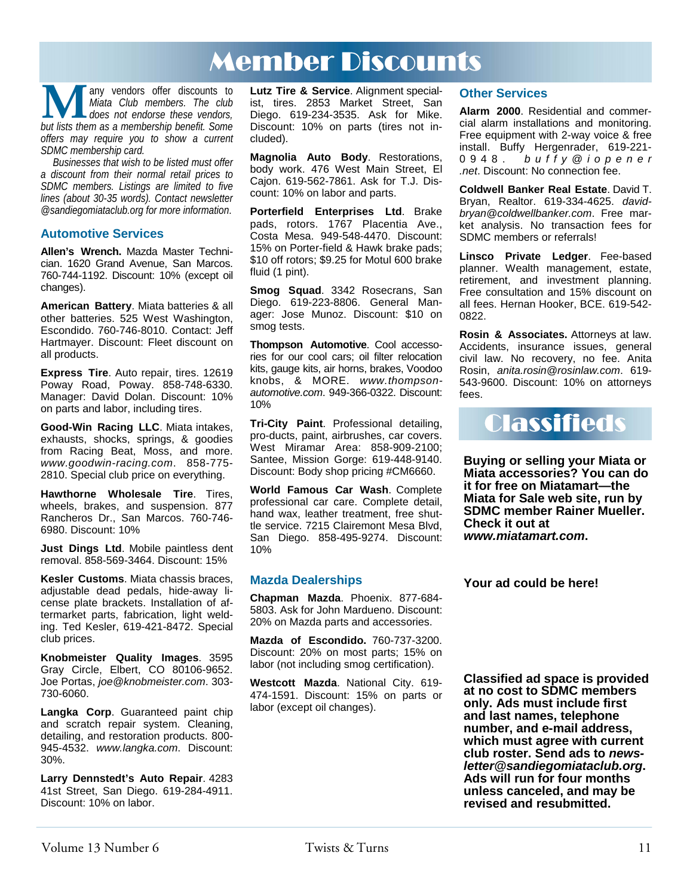# Member Discounts

*Many vendors offer discounts to Miata Club members. The club does not endorse these vendors, but lists them as a membership benefit. Some offers may require you to show a current SDMC membership card.*

*Businesses that wish to be listed must offer a discount from their normal retail prices to SDMC members. Listings are limited to five lines (about 30-35 words). Contact newsletter @sandiegomiataclub.org for more information.*

## Automotive Services

**Allen's Wrench.** Mazda Master Technician. 1620 Grand Avenue, San Marcos. 760-744-1192. Discount: 10% (except oil changes).

**American Battery**. Miata batteries & all other batteries. 525 West Washington, Escondido. 760-746-8010. Contact: Jeff Hartmayer. Discount: Fleet discount on all products.

**Express Tire**. Auto repair, tires. 12619 Poway Road, Poway. 858-748-6330. Manager: David Dolan. Discount: 10% on parts and labor, including tires.

**Good-Win Racing LLC**. Miata intakes, exhausts, shocks, springs, & goodies from Racing Beat, Moss, and more. *www.goodwin-racing.com*. 858-775-2810. Special club price on everything.

**Hawthorne Wholesale Tire**. Tires, wheels, brakes, and suspension. 877 Rancheros Dr., San Marcos. 760-746-6980. Discount: 10%

**Just Dings Ltd**. Mobile paintless dent removal. 858-569-3464. Discount: 15%

**Kesler Customs**. Miata chassis braces, adjustable dead pedals, hide-away license plate brackets. Installation of aftermarket parts, fabrication, light welding. Ted Kesler, 619-421-8472. Special club prices.

**Knobmeister Quality Images**. 3595 Gray Circle, Elbert, CO 80106-9652. Joe Portas, *joe@knobmeister.com*. 303-730-6060.

**Langka Corp**. Guaranteed paint chip and scratch repair system. Cleaning, detailing, and restoration products. 800-945-4532. *www.langka.com*. Discount: 30%.

**Larry Dennstedt's Auto Repair**. 4283 41st Street, San Diego. 619-284-4911. Discount: 10% on labor.

**Lutz Tire & Service**. Alignment specialist, tires. 2853 Market Street, San Diego. 619-234-3535. Ask for Mike. Discount: 10% on parts (tires not included).

**Magnolia Auto Body**. Restorations, body work. 476 West Main Street, El Cajon. 619-562-7861. Ask for T.J. Discount: 10% on labor and parts.

**Porterfield Enterprises Ltd**. Brake pads, rotors. 1767 Placentia Ave., Costa Mesa. 949-548-4470. Discount: 15% on Porter-field & Hawk brake pads; $10 off rotors; $9.25 for Motul 600 brake fluid (1 pint).

**Smog Squad**. 3342 Rosecrans, San Diego. 619-223-8806. General Manager: Jose Munoz. Discount: $10 on smog tests.

**Thompson Automotive**. Cool accessories for our cool cars; oil filter relocation kits, gauge kits, air horns, brakes, Voodoo knobs, & MORE. *www.thompson-automotive.com*. 949-366-0322. Discount: 10%

**Tri-City Paint**. Professional detailing, pro-ducts, paint, airbrushes, car covers. West Miramar Area: 858-909-2100; Santee, Mission Gorge: 619-448-9140. Discount: Body shop pricing #CM6660.

**World Famous Car Wash**. Complete professional car care. Complete detail, hand wax, leather treatment, free shuttle service. 7215 Clairemont Mesa Blvd, San Diego. 858-495-9274. Discount: 10%

## Mazda Dealerships

**Chapman Mazda**. Phoenix. 877-684-5803. Ask for John Mardueno. Discount: 20% on Mazda parts and accessories.

**Mazda of Escondido.** 760-737-3200. Discount: 20% on most parts; 15% on labor (not including smog certification).

**Westcott Mazda**. National City. 619-474-1591. Discount: 15% on parts or labor (except oil changes).

## Other Services

**Alarm 2000**. Residential and commercial alarm installations and monitoring. Free equipment with 2-way voice & free install. Buffy Hergenrader, 619-221-0948. *buffy@iopener.net*. Discount: No connection fee.

**Coldwell Banker Real Estate**. David T. Bryan, Realtor. 619-334-4625. *davidbryan@coldwellbanker.com*. Free market analysis. No transaction fees for SDMC members or referrals!

**Linsco Private Ledger**. Fee-based planner. Wealth management, estate, retirement, and investment planning. Free consultation and 15% discount on all fees. Hernan Hooker, BCE. 619-542-0822.

**Rosin & Associates.** Attorneys at law. Accidents, insurance issues, general civil law. No recovery, no fee. Anita Rosin, *anita.rosin@rosinlaw.com*. 619-543-9600. Discount: 10% on attorneys fees.

# Classifieds

**Buying or selling your Miata or Miata accessories? You can do it for free on Miatamart—the Miata for Sale web site, run by SDMC member Rainer Mueller. Check it out at *www.miatamart.com*.**

**Your ad could be here!**

**Classified ad space is provided at no cost to SDMC members only. Ads must include first and last names, telephone number, and e-mail address, which must agree with current club roster. Send ads to *newsletter@sandiegomiataclub.org*. Ads will run for four months unless canceled, and may be revised and resubmitted.**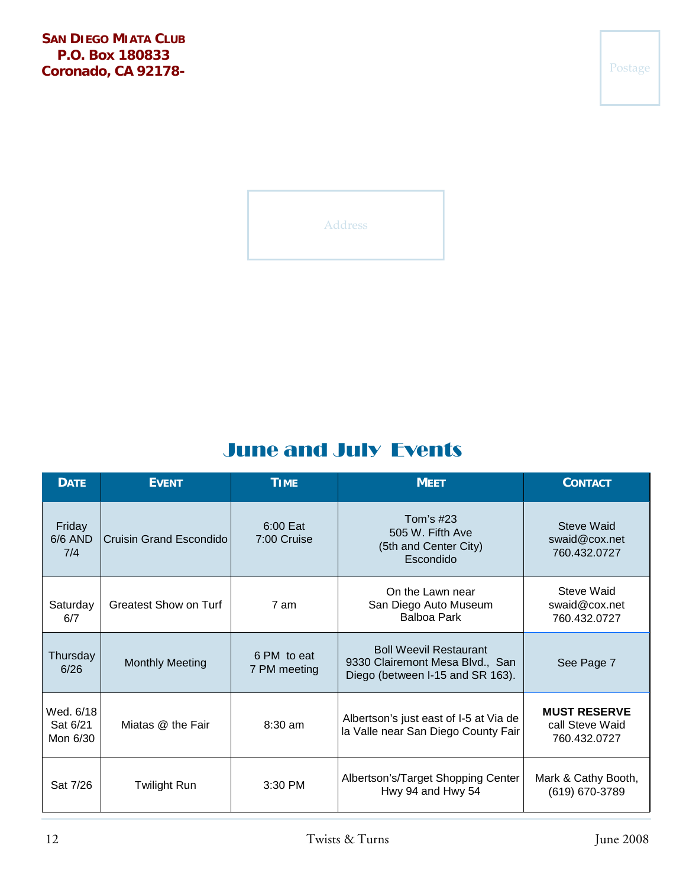**SAN DIEGO MIATA CLUB**
**P.O. Box 180833**
**Coronado, CA 92178-**

Postage

Address

## June and July Events

| DATE | EVENT | TIME | MEET | CONTACT |
|---|---|---|---|---|
| Friday 6/6 AND 7/4 | Cruisin Grand Escondido | 6:00 Eat<br>7:00 Cruise | Tom's #23<br>505 W. Fifth Ave<br>(5th and Center City)<br>Escondido | Steve Waid<br>swaid@cox.net<br>760.432.0727 |
| Saturday 6/7 | Greatest Show on Turf | 7 am | On the Lawn near<br>San Diego Auto Museum<br>Balboa Park | Steve Waid<br>swaid@cox.net<br>760.432.0727 |
| Thursday 6/26 | Monthly Meeting | 6 PM to eat<br>7 PM meeting | Boll Weevil Restaurant<br>9330 Clairemont Mesa Blvd., San Diego (between I-15 and SR 163). | See Page 7 |
| Wed. 6/18<br>Sat 6/21<br>Mon 6/30 | Miatas @ the Fair | 8:30 am | Albertson's just east of I-5 at Via de la Valle near San Diego County Fair | **MUST RESERVE**<br>call Steve Waid<br>760.432.0727 |
| Sat 7/26 | Twilight Run | 3:30 PM | Albertson's/Target Shopping Center<br>Hwy 94 and Hwy 54 | Mark & Cathy Booth,<br>(619) 670-3789 |